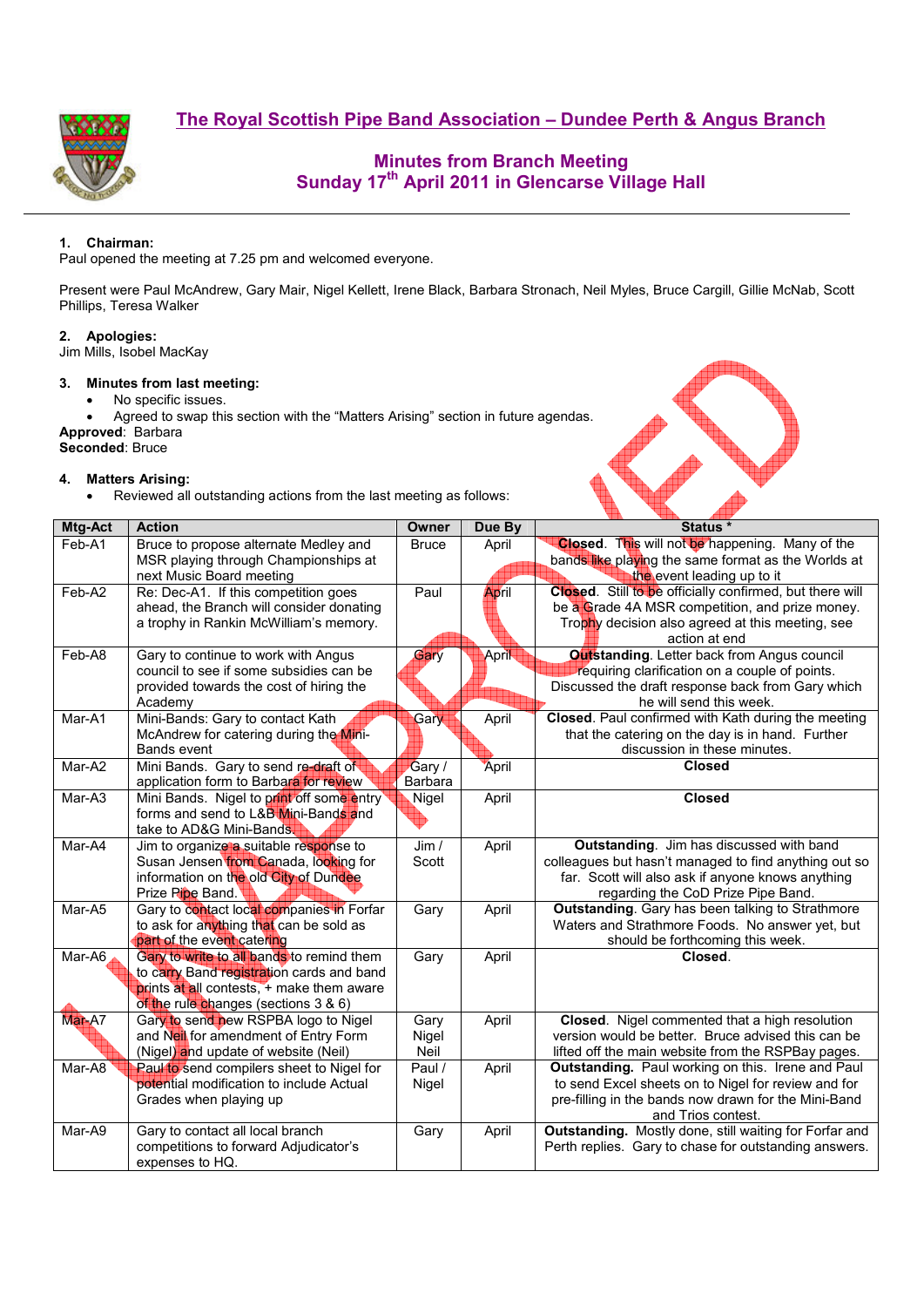# The Royal Scottish Pipe Band Association – Dundee Perth & Angus Branch

## Minutes from Branch Meeting
## Sunday 17th April 2011 in Glencarse Village Hall

### 1. Chairman:

Paul opened the meeting at 7.25 pm and welcomed everyone.

Present were Paul McAndrew, Gary Mair, Nigel Kellett, Irene Black, Barbara Stronach, Neil Myles, Bruce Cargill, Gillie McNab, Scott Phillips, Teresa Walker

### 2. Apologies:

Jim Mills, Isobel MacKay

### 3. Minutes from last meeting:

- No specific issues.
- Agreed to swap this section with the "Matters Arising" section in future agendas.

**Approved**: Barbara
**Seconded**: Bruce

### 4. Matters Arising:

- Reviewed all outstanding actions from the last meeting as follows:

| Mtg-Act | Action | Owner | Due By | Status * |
|---|---|---|---|---|
| Feb-A1 | Bruce to propose alternate Medley and MSR playing through Championships at next Music Board meeting | Bruce | April | **Closed**. This will not be happening. Many of the bands like playing the same format as the Worlds at the event leading up to it |
| Feb-A2 | Re: Dec-A1. If this competition goes ahead, the Branch will consider donating a trophy in Rankin McWilliam's memory. | Paul | April | **Closed**. Still to be officially confirmed, but there will be a Grade 4A MSR competition, and prize money. Trophy decision also agreed at this meeting, see action at end |
| Feb-A8 | Gary to continue to work with Angus council to see if some subsidies can be provided towards the cost of hiring the Academy | Gary | April | **Outstanding**. Letter back from Angus council requiring clarification on a couple of points. Discussed the draft response back from Gary which he will send this week. |
| Mar-A1 | Mini-Bands: Gary to contact Kath McAndrew for catering during the Mini-Bands event | Gary | April | **Closed**. Paul confirmed with Kath during the meeting that the catering on the day is in hand. Further discussion in these minutes. |
| Mar-A2 | Mini Bands. Gary to send re-draft of application form to Barbara for review | Gary / Barbara | April | **Closed** |
| Mar-A3 | Mini Bands. Nigel to print off some entry forms and send to L&B Mini-Bands and take to AD&G Mini-Bands. | Nigel | April | **Closed** |
| Mar-A4 | Jim to organize a suitable response to Susan Jensen from Canada, looking for information on the old City of Dundee Prize Pipe Band. | Jim / Scott | April | **Outstanding**. Jim has discussed with band colleagues but hasn't managed to find anything out so far. Scott will also ask if anyone knows anything regarding the CoD Prize Pipe Band. |
| Mar-A5 | Gary to contact local companies in Forfar to ask for anything that can be sold as part of the event catering | Gary | April | **Outstanding**. Gary has been talking to Strathmore Waters and Strathmore Foods. No answer yet, but should be forthcoming this week. |
| Mar-A6 | Gary to write to all bands to remind them to carry Band registration cards and band prints at all contests, + make them aware of the rule changes (sections 3 & 6) | Gary | April | **Closed**. |
| Mar-A7 | Gary to send new RSPBA logo to Nigel and Neil for amendment of Entry Form (Nigel) and update of website (Neil) | Gary Nigel Neil | April | **Closed**. Nigel commented that a high resolution version would be better. Bruce advised this can be lifted off the main website from the RSPBay pages. |
| Mar-A8 | Paul to send compilers sheet to Nigel for potential modification to include Actual Grades when playing up | Paul / Nigel | April | **Outstanding.** Paul working on this. Irene and Paul to send Excel sheets on to Nigel for review and for pre-filling in the bands now drawn for the Mini-Band and Trios contest. |
| Mar-A9 | Gary to contact all local branch competitions to forward Adjudicator's expenses to HQ. | Gary | April | **Outstanding.** Mostly done, still waiting for Forfar and Perth replies. Gary to chase for outstanding answers. |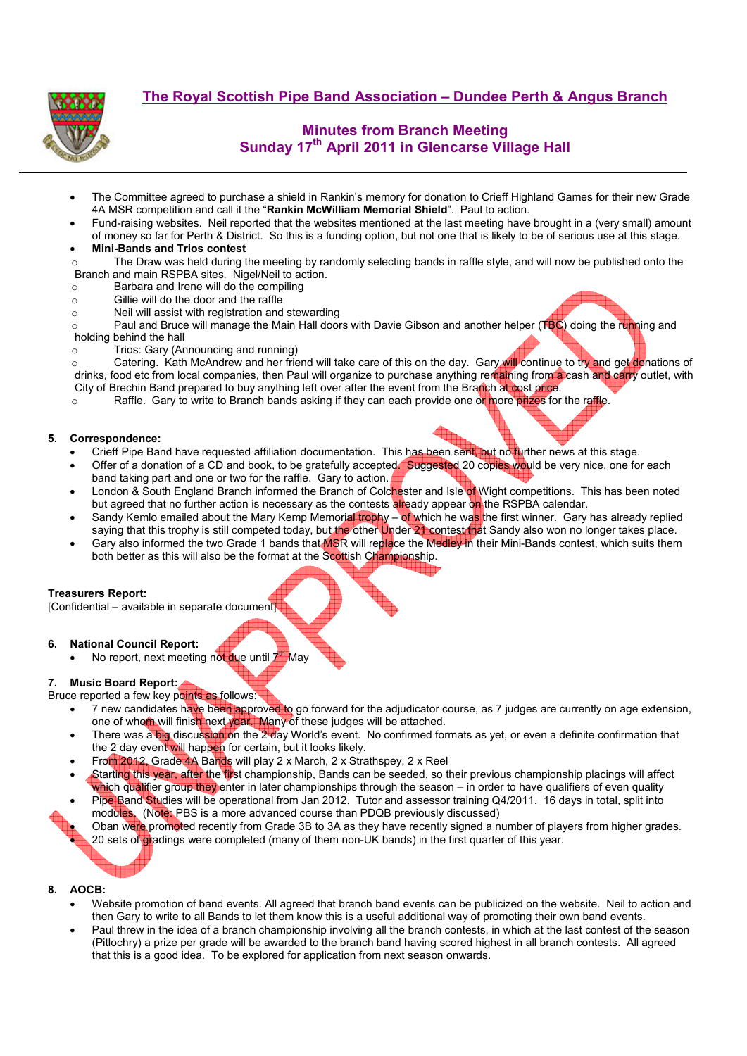# The Royal Scottish Pipe Band Association – Dundee Perth & Angus Branch

## Minutes from Branch Meeting
## Sunday 17th April 2011 in Glencarse Village Hall

- The Committee agreed to purchase a shield in Rankin's memory for donation to Crieff Highland Games for their new Grade 4A MSR competition and call it the "**Rankin McWilliam Memorial Shield**". Paul to action.
- Fund-raising websites. Neil reported that the websites mentioned at the last meeting have brought in a (very small) amount of money so far for Perth & District. So this is a funding option, but not one that is likely to be of serious use at this stage.
- **Mini-Bands and Trios contest**
  - The Draw was held during the meeting by randomly selecting bands in raffle style, and will now be published onto the Branch and main RSPBA sites. Nigel/Neil to action.
  - Barbara and Irene will do the compiling
  - Gillie will do the door and the raffle
  - Neil will assist with registration and stewarding
  - Paul and Bruce will manage the Main Hall doors with Davie Gibson and another helper (TBC) doing the running and holding behind the hall
  - Trios: Gary (Announcing and running)
  - Catering. Kath McAndrew and her friend will take care of this on the day. Gary will continue to try and get donations of drinks, food etc from local companies, then Paul will organize to purchase anything remaining from a cash and carry outlet, with City of Brechin Band prepared to buy anything left over after the event from the Branch at cost price.
  - Raffle. Gary to write to Branch bands asking if they can each provide one or more prizes for the raffle.

### 5. Correspondence:

- Crieff Pipe Band have requested affiliation documentation. This has been sent, but no further news at this stage.
- Offer of a donation of a CD and book, to be gratefully accepted. Suggested 20 copies would be very nice, one for each band taking part and one or two for the raffle. Gary to action.
- London & South England Branch informed the Branch of Colchester and Isle of Wight competitions. This has been noted but agreed that no further action is necessary as the contests already appear on the RSPBA calendar.
- Sandy Kemlo emailed about the Mary Kemp Memorial trophy – of which he was the first winner. Gary has already replied saying that this trophy is still competed today, but the other Under 21 contest that Sandy also won no longer takes place.
- Gary also informed the two Grade 1 bands that MSR will replace the Medley in their Mini-Bands contest, which suits them both better as this will also be the format at the Scottish Championship.

### Treasurers Report:

[Confidential – available in separate document]

### 6. National Council Report:

- No report, next meeting not due until 7th May

### 7. Music Board Report:

Bruce reported a few key points as follows:

- 7 new candidates have been approved to go forward for the adjudicator course, as 7 judges are currently on age extension, one of whom will finish next year. Many of these judges will be attached.
- There was a big discussion on the 2 day World's event. No confirmed formats as yet, or even a definite confirmation that the 2 day event will happen for certain, but it looks likely.
- From 2012, Grade 4A Bands will play 2 x March, 2 x Strathspey, 2 x Reel
- Starting this year, after the first championship, Bands can be seeded, so their previous championship placings will affect which qualifier group they enter in later championships through the season – in order to have qualifiers of even quality
- Pipe Band Studies will be operational from Jan 2012. Tutor and assessor training Q4/2011. 16 days in total, split into modules. (Note: PBS is a more advanced course than PDQB previously discussed)
- Oban were promoted recently from Grade 3B to 3A as they have recently signed a number of players from higher grades.
- 20 sets of gradings were completed (many of them non-UK bands) in the first quarter of this year.

### 8. AOCB:

- Website promotion of band events. All agreed that branch band events can be publicized on the website. Neil to action and then Gary to write to all Bands to let them know this is a useful additional way of promoting their own band events.
- Paul threw in the idea of a branch championship involving all the branch contests, in which at the last contest of the season (Pitlochry) a prize per grade will be awarded to the branch band having scored highest in all branch contests. All agreed that this is a good idea. To be explored for application from next season onwards.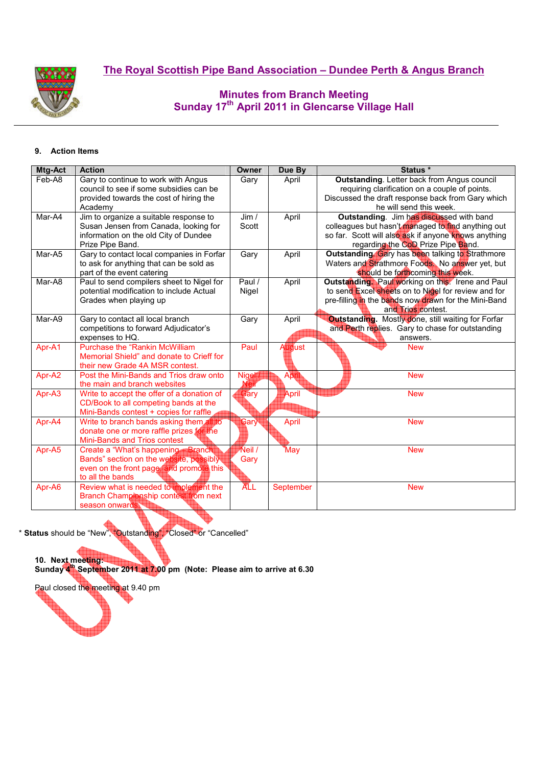# The Royal Scottish Pipe Band Association – Dundee Perth & Angus Branch

## Minutes from Branch Meeting
## Sunday 17th April 2011 in Glencarse Village Hall

**9. Action Items**

| Mtg-Act | Action | Owner | Due By | Status * |
|---|---|---|---|---|
| Feb-A8 | Gary to continue to work with Angus council to see if some subsidies can be provided towards the cost of hiring the Academy | Gary | April | **Outstanding**. Letter back from Angus council requiring clarification on a couple of points. Discussed the draft response back from Gary which he will send this week. |
| Mar-A4 | Jim to organize a suitable response to Susan Jensen from Canada, looking for information on the old City of Dundee Prize Pipe Band. | Jim / Scott | April | **Outstanding**. Jim has discussed with band colleagues but hasn't managed to find anything out so far. Scott will also ask if anyone knows anything regarding the CoD Prize Pipe Band. |
| Mar-A5 | Gary to contact local companies in Forfar to ask for anything that can be sold as part of the event catering | Gary | April | **Outstanding**. Gary has been talking to Strathmore Waters and Strathmore Foods. No answer yet, but should be forthcoming this week. |
| Mar-A8 | Paul to send compilers sheet to Nigel for potential modification to include Actual Grades when playing up | Paul / Nigel | April | **Outstanding**. Paul working on this. Irene and Paul to send Excel sheets on to Nigel for review and for pre-filling in the bands now drawn for the Mini-Band and Trios contest. |
| Mar-A9 | Gary to contact all local branch competitions to forward Adjudicator's expenses to HQ. | Gary | April | **Outstanding**. Mostly done, still waiting for Forfar and Perth replies. Gary to chase for outstanding answers. |
| Apr-A1 | Purchase the "Rankin McWilliam Memorial Shield" and donate to Crieff for their new Grade 4A MSR contest. | Paul | August | New |
| Apr-A2 | Post the Mini-Bands and Trios draw onto the main and branch websites | Nigel / Neil | April | New |
| Apr-A3 | Write to accept the offer of a donation of CD/Book to all competing bands at the Mini-Bands contest + copies for raffle | Gary | April | New |
| Apr-A4 | Write to branch bands asking them all to donate one or more raffle prizes for the Mini-Bands and Trios contest | Gary | April | New |
| Apr-A5 | Create a "What's happening – Branch Bands" section on the website, possibly even on the front page, and promote this to all the bands | Neil / Gary | May | New |
| Apr-A6 | Review what is needed to implement the Branch Championship contest from next season onwards | ALL | September | New |

\* **Status** should be "New", "Outstanding", "Closed" or "Cancelled"

**10. Next meeting:**
**Sunday 4th September 2011 at 7.00 pm (Note: Please aim to arrive at 6.30**

Paul closed the meeting at 9.40 pm

UNAPPROVED